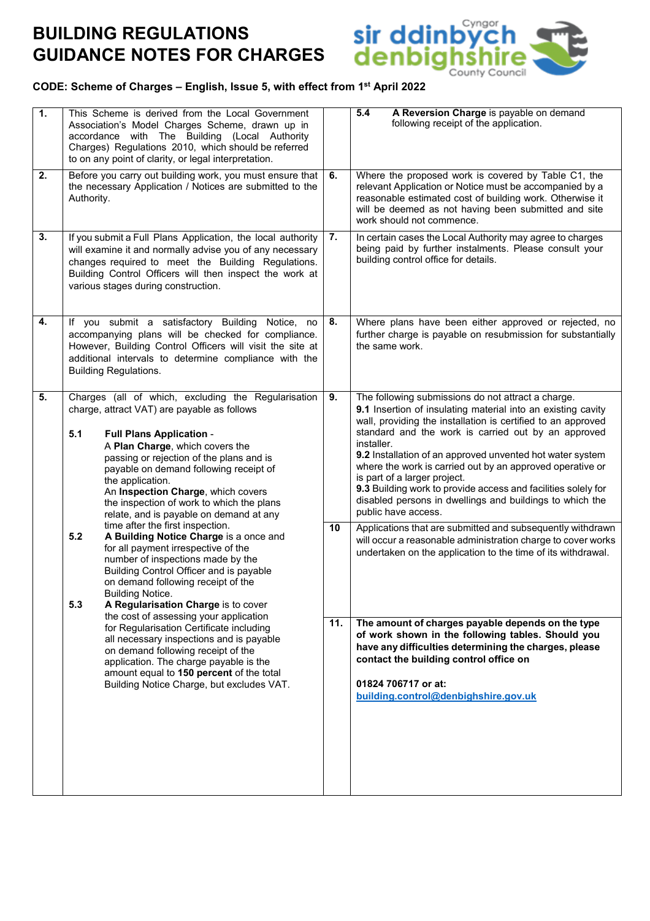# BUILDING REGULATIONS GUIDANCE NOTES FOR CHARGES

Cyngor sir ddinbych denbighshire County Council

**CODE: Scheme of Charges – English, Issue 5, with effect from 1st April 2022**

**1.** This Scheme is derived from the Local Government Association's Model Charges Scheme, drawn up in accordance with The Building (Local Authority Charges) Regulations 2010, which should be referred to on any point of clarity, or legal interpretation.

**2.** Before you carry out building work, you must ensure that the necessary Application / Notices are submitted to the Authority.

**3.** If you submit a Full Plans Application, the local authority will examine it and normally advise you of any necessary changes required to meet the Building Regulations. Building Control Officers will then inspect the work at various stages during construction.

**4.** If you submit a satisfactory Building Notice, no accompanying plans will be checked for compliance. However, Building Control Officers will visit the site at additional intervals to determine compliance with the Building Regulations.

**5.** Charges (all of which, excluding the Regularisation charge, attract VAT) are payable as follows

**5.1** **Full Plans Application** -
A **Plan Charge**, which covers the passing or rejection of the plans and is payable on demand following receipt of the application.
An **Inspection Charge**, which covers the inspection of work to which the plans relate, and is payable on demand at any time after the first inspection.

**5.2** **A Building Notice Charge** is a once and for all payment irrespective of the number of inspections made by the Building Control Officer and is payable on demand following receipt of the Building Notice.

**5.3** **A Regularisation Charge** is to cover the cost of assessing your application for Regularisation Certificate including all necessary inspections and is payable on demand following receipt of the application. The charge payable is the amount equal to **150 percent** of the total Building Notice Charge, but excludes VAT.

**5.4** **A Reversion Charge** is payable on demand following receipt of the application.

**6.** Where the proposed work is covered by Table C1, the relevant Application or Notice must be accompanied by a reasonable estimated cost of building work. Otherwise it will be deemed as not having been submitted and site work should not commence.

**7.** In certain cases the Local Authority may agree to charges being paid by further instalments. Please consult your building control office for details.

**8.** Where plans have been either approved or rejected, no further charge is payable on resubmission for substantially the same work.

**9.** The following submissions do not attract a charge.
**9.1** Insertion of insulating material into an existing cavity wall, providing the installation is certified to an approved standard and the work is carried out by an approved installer.
**9.2** Installation of an approved unvented hot water system where the work is carried out by an approved operative or is part of a larger project.
**9.3** Building work to provide access and facilities solely for disabled persons in dwellings and buildings to which the public have access.

**10** Applications that are submitted and subsequently withdrawn will occur a reasonable administration charge to cover works undertaken on the application to the time of its withdrawal.

**11.** **The amount of charges payable depends on the type of work shown in the following tables. Should you have any difficulties determining the charges, please contact the building control office on**

**01824 706717 or at:**
**building.control@denbighshire.gov.uk**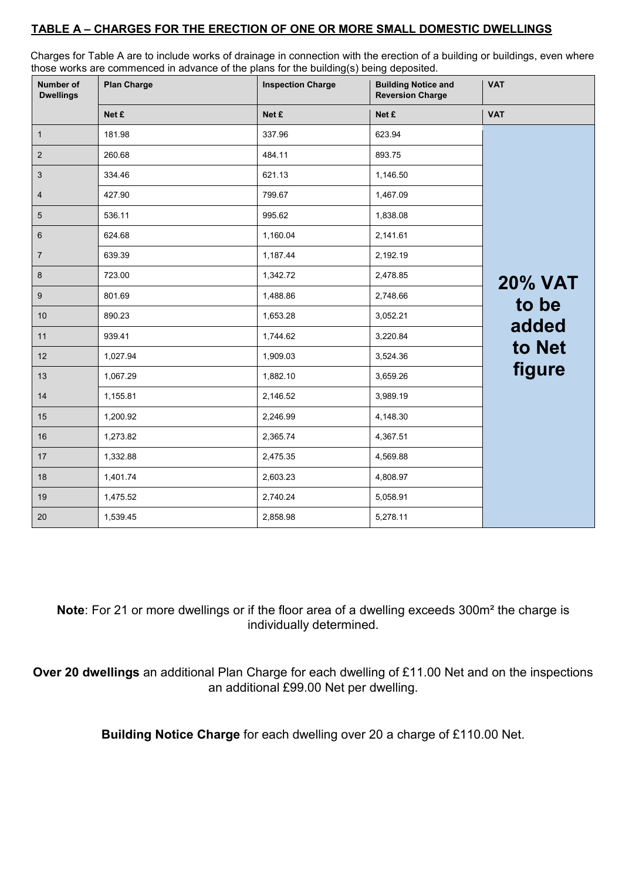## TABLE A – CHARGES FOR THE ERECTION OF ONE OR MORE SMALL DOMESTIC DWELLINGS

Charges for Table A are to include works of drainage in connection with the erection of a building or buildings, even where those works are commenced in advance of the plans for the building(s) being deposited.

| Number of Dwellings | Plan Charge | Inspection Charge | Building Notice and Reversion Charge | VAT |
|---|---|---|---|---|
| | Net £ | Net £ | Net £ | VAT |
| 1 | 181.98 | 337.96 | 623.94 | **20% VAT to be added to Net figure** |
| 2 | 260.68 | 484.11 | 893.75 | |
| 3 | 334.46 | 621.13 | 1,146.50 | |
| 4 | 427.90 | 799.67 | 1,467.09 | |
| 5 | 536.11 | 995.62 | 1,838.08 | |
| 6 | 624.68 | 1,160.04 | 2,141.61 | |
| 7 | 639.39 | 1,187.44 | 2,192.19 | |
| 8 | 723.00 | 1,342.72 | 2,478.85 | |
| 9 | 801.69 | 1,488.86 | 2,748.66 | |
| 10 | 890.23 | 1,653.28 | 3,052.21 | |
| 11 | 939.41 | 1,744.62 | 3,220.84 | |
| 12 | 1,027.94 | 1,909.03 | 3,524.36 | |
| 13 | 1,067.29 | 1,882.10 | 3,659.26 | |
| 14 | 1,155.81 | 2,146.52 | 3,989.19 | |
| 15 | 1,200.92 | 2,246.99 | 4,148.30 | |
| 16 | 1,273.82 | 2,365.74 | 4,367.51 | |
| 17 | 1,332.88 | 2,475.35 | 4,569.88 | |
| 18 | 1,401.74 | 2,603.23 | 4,808.97 | |
| 19 | 1,475.52 | 2,740.24 | 5,058.91 | |
| 20 | 1,539.45 | 2,858.98 | 5,278.11 | |

**Note**: For 21 or more dwellings or if the floor area of a dwelling exceeds 300m² the charge is individually determined.

**Over 20 dwellings** an additional Plan Charge for each dwelling of £11.00 Net and on the inspections an additional £99.00 Net per dwelling.

**Building Notice Charge** for each dwelling over 20 a charge of £110.00 Net.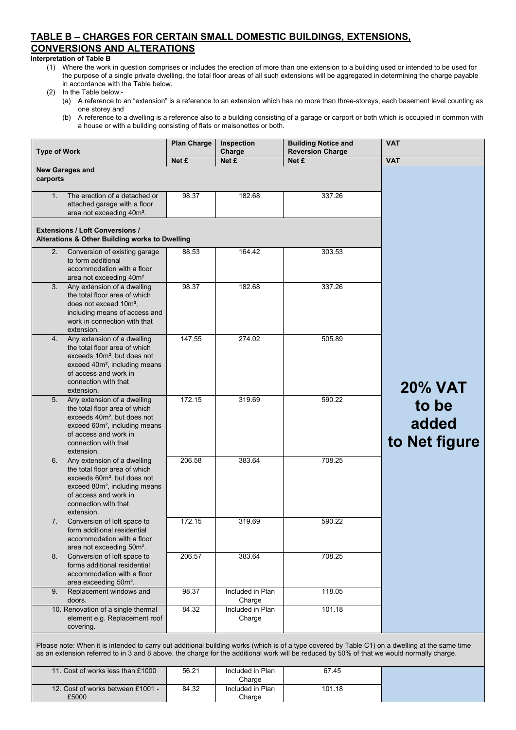## TABLE B – CHARGES FOR CERTAIN SMALL DOMESTIC BUILDINGS, EXTENSIONS, CONVERSIONS AND ALTERATIONS

**Interpretation of Table B**

(1) Where the work in question comprises or includes the erection of more than one extension to a building used or intended to be used for the purpose of a single private dwelling, the total floor areas of all such extensions will be aggregated in determining the charge payable in accordance with the Table below.

(2) In the Table below:-

(a) A reference to an "extension" is a reference to an extension which has no more than three-storeys, each basement level counting as one storey and

(b) A reference to a dwelling is a reference also to a building consisting of a garage or carport or both which is occupied in common with a house or with a building consisting of flats or maisonettes or both.

| Type of Work | Plan Charge | Inspection Charge | Building Notice and Reversion Charge | VAT |
|---|---|---|---|---|
| | Net £ | Net £ | Net £ | VAT |
| **New Garages and carports** | | | | **20% VAT to be added to Net figure** |
| 1. The erection of a detached or attached garage with a floor area not exceeding 40m². | 98.37 | 182.68 | 337.26 | |
| **Extensions / Loft Conversions / Alterations & Other Building works to Dwelling** | | | | |
| 2. Conversion of existing garage to form additional accommodation with a floor area not exceeding 40m² | 88.53 | 164.42 | 303.53 | |
| 3. Any extension of a dwelling the total floor area of which does not exceed 10m², including means of access and work in connection with that extension. | 98.37 | 182.68 | 337.26 | |
| 4. Any extension of a dwelling the total floor area of which exceeds 10m², but does not exceed 40m², including means of access and work in connection with that extension. | 147.55 | 274.02 | 505.89 | |
| 5. Any extension of a dwelling the total floor area of which exceeds 40m², but does not exceed 60m², including means of access and work in connection with that extension. | 172.15 | 319.69 | 590.22 | |
| 6. Any extension of a dwelling the total floor area of which exceeds 60m², but does not exceed 80m², including means of access and work in connection with that extension. | 206.58 | 383.64 | 708.25 | |
| 7. Conversion of loft space to form additional residential accommodation with a floor area not exceeding 50m². | 172.15 | 319.69 | 590.22 | |
| 8. Conversion of loft space to forms additional residential accommodation with a floor area exceeding 50m². | 206.57 | 383.64 | 708.25 | |
| 9. Replacement windows and doors. | 98.37 | Included in Plan Charge | 118.05 | |
| 10. Renovation of a single thermal element e.g. Replacement roof covering. | 84.32 | Included in Plan Charge | 101.18 | |
| Please note: When it is intended to carry out additional building works (which is of a type covered by Table C1) on a dwelling at the same time as an extension referred to in 3 and 8 above, the charge for the additional work will be reduced by 50% of that we would normally charge. | | | | |
| 11. Cost of works less than £1000 | 56.21 | Included in Plan Charge | 67.45 | |
| 12. Cost of works between £1001 - £5000 | 84.32 | Included in Plan Charge | 101.18 | |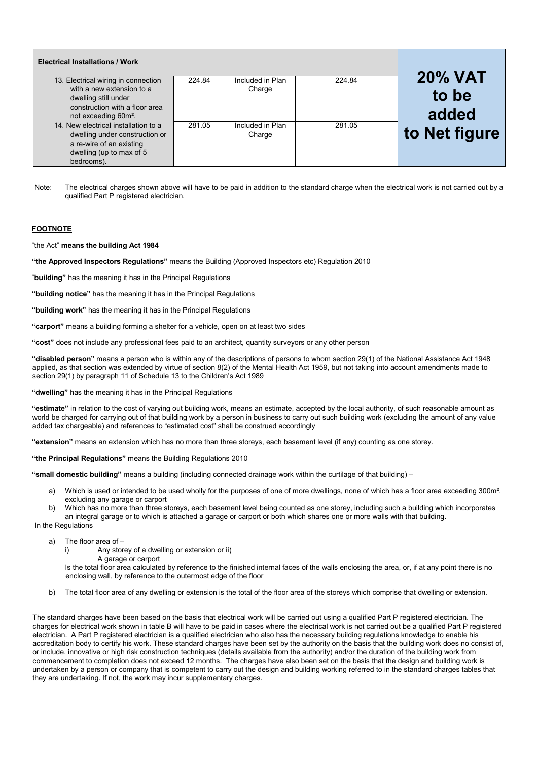| Electrical Installations / Work | | | | |
|---|---|---|---|---|
| 13. Electrical wiring in connection with a new extension to a dwelling still under construction with a floor area not exceeding 60m². | 224.84 | Included in Plan Charge | 224.84 | **20% VAT to be added to Net figure** |
| 14. New electrical installation to a dwelling under construction or a re-wire of an existing dwelling (up to max of 5 bedrooms). | 281.05 | Included in Plan Charge | 281.05 | |

Note: The electrical charges shown above will have to be paid in addition to the standard charge when the electrical work is not carried out by a qualified Part P registered electrician.

**FOOTNOTE**

"the Act" **means the building Act 1984**

**"the Approved Inspectors Regulations"** means the Building (Approved Inspectors etc) Regulation 2010

"**building"** has the meaning it has in the Principal Regulations

**"building notice"** has the meaning it has in the Principal Regulations

**"building work"** has the meaning it has in the Principal Regulations

**"carport"** means a building forming a shelter for a vehicle, open on at least two sides

**"cost"** does not include any professional fees paid to an architect, quantity surveyors or any other person

**"disabled person"** means a person who is within any of the descriptions of persons to whom section 29(1) of the National Assistance Act 1948 applied, as that section was extended by virtue of section 8(2) of the Mental Health Act 1959, but not taking into account amendments made to section 29(1) by paragraph 11 of Schedule 13 to the Children's Act 1989

**"dwelling"** has the meaning it has in the Principal Regulations

**"estimate"** in relation to the cost of varying out building work, means an estimate, accepted by the local authority, of such reasonable amount as world be charged for carrying out of that building work by a person in business to carry out such building work (excluding the amount of any value added tax chargeable) and references to "estimated cost" shall be construed accordingly

**"extension"** means an extension which has no more than three storeys, each basement level (if any) counting as one storey.

**"the Principal Regulations"** means the Building Regulations 2010

**"small domestic building"** means a building (including connected drainage work within the curtilage of that building) –

a) Which is used or intended to be used wholly for the purposes of one of more dwellings, none of which has a floor area exceeding 300m², excluding any garage or carport
b) Which has no more than three storeys, each basement level being counted as one storey, including such a building which incorporates an integral garage or to which is attached a garage or carport or both which shares one or more walls with that building.

In the Regulations

a) The floor area of –
   i) Any storey of a dwelling or extension or ii)
   A garage or carport

   Is the total floor area calculated by reference to the finished internal faces of the walls enclosing the area, or, if at any point there is no enclosing wall, by reference to the outermost edge of the floor

b) The total floor area of any dwelling or extension is the total of the floor area of the storeys which comprise that dwelling or extension.

The standard charges have been based on the basis that electrical work will be carried out using a qualified Part P registered electrician. The charges for electrical work shown in table B will have to be paid in cases where the electrical work is not carried out be a qualified Part P registered electrician. A Part P registered electrician is a qualified electrician who also has the necessary building regulations knowledge to enable his accreditation body to certify his work. These standard charges have been set by the authority on the basis that the building work does no consist of, or include, innovative or high risk construction techniques (details available from the authority) and/or the duration of the building work from commencement to completion does not exceed 12 months. The charges have also been set on the basis that the design and building work is undertaken by a person or company that is competent to carry out the design and building working referred to in the standard charges tables that they are undertaking. If not, the work may incur supplementary charges.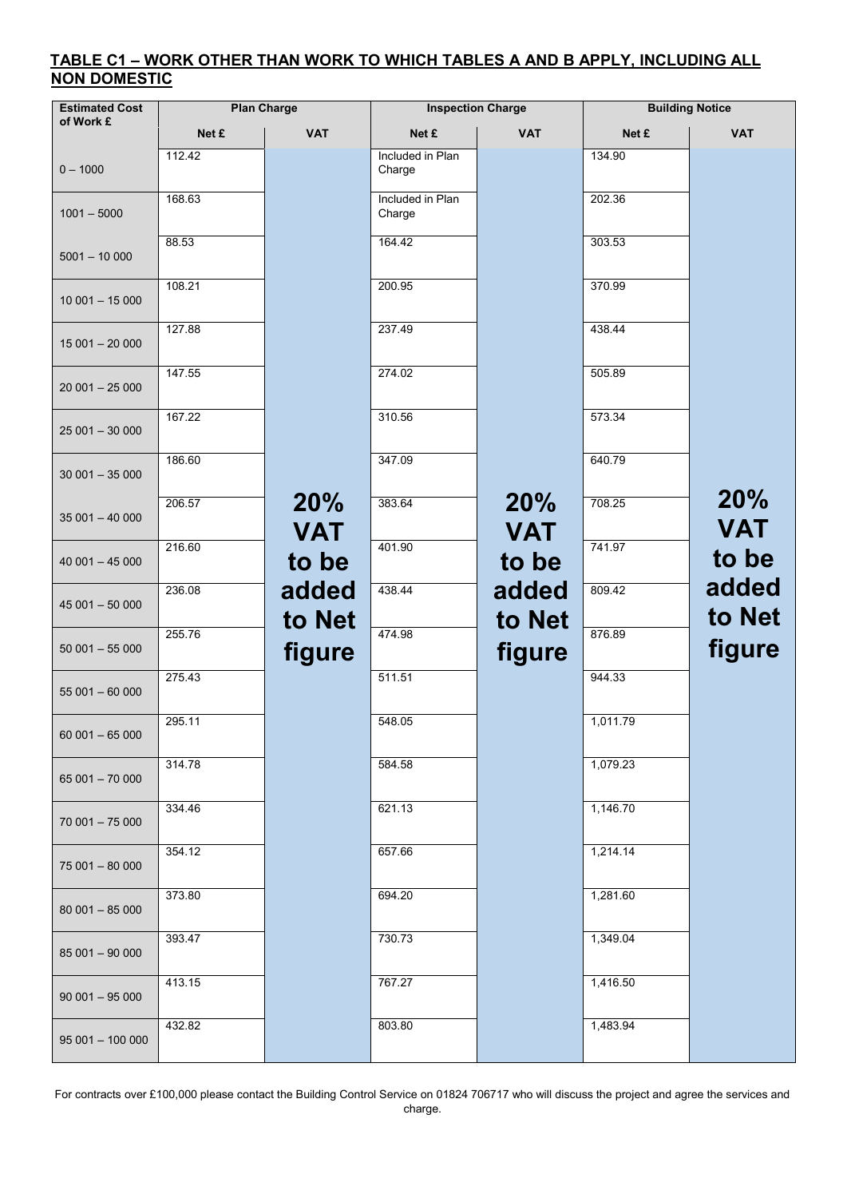## TABLE C1 – WORK OTHER THAN WORK TO WHICH TABLES A AND B APPLY, INCLUDING ALL NON DOMESTIC

| Estimated Cost of Work £ | Plan Charge | | Inspection Charge | | Building Notice | |
|---|---|---|---|---|---|---|
| | Net £ | VAT | Net £ | VAT | Net £ | VAT |
| 0 – 1000 | 112.42 | 20% VAT to be added to Net figure | Included in Plan Charge | 20% VAT to be added to Net figure | 134.90 | 20% VAT to be added to Net figure |
| 1001 – 5000 | 168.63 | | Included in Plan Charge | | 202.36 | |
| 5001 – 10 000 | 88.53 | | 164.42 | | 303.53 | |
| 10 001 – 15 000 | 108.21 | | 200.95 | | 370.99 | |
| 15 001 – 20 000 | 127.88 | | 237.49 | | 438.44 | |
| 20 001 – 25 000 | 147.55 | | 274.02 | | 505.89 | |
| 25 001 – 30 000 | 167.22 | | 310.56 | | 573.34 | |
| 30 001 – 35 000 | 186.60 | | 347.09 | | 640.79 | |
| 35 001 – 40 000 | 206.57 | | 383.64 | | 708.25 | |
| 40 001 – 45 000 | 216.60 | | 401.90 | | 741.97 | |
| 45 001 – 50 000 | 236.08 | | 438.44 | | 809.42 | |
| 50 001 – 55 000 | 255.76 | | 474.98 | | 876.89 | |
| 55 001 – 60 000 | 275.43 | | 511.51 | | 944.33 | |
| 60 001 – 65 000 | 295.11 | | 548.05 | | 1,011.79 | |
| 65 001 – 70 000 | 314.78 | | 584.58 | | 1,079.23 | |
| 70 001 – 75 000 | 334.46 | | 621.13 | | 1,146.70 | |
| 75 001 – 80 000 | 354.12 | | 657.66 | | 1,214.14 | |
| 80 001 – 85 000 | 373.80 | | 694.20 | | 1,281.60 | |
| 85 001 – 90 000 | 393.47 | | 730.73 | | 1,349.04 | |
| 90 001 – 95 000 | 413.15 | | 767.27 | | 1,416.50 | |
| 95 001 – 100 000 | 432.82 | | 803.80 | | 1,483.94 | |

For contracts over £100,000 please contact the Building Control Service on 01824 706717 who will discuss the project and agree the services and charge.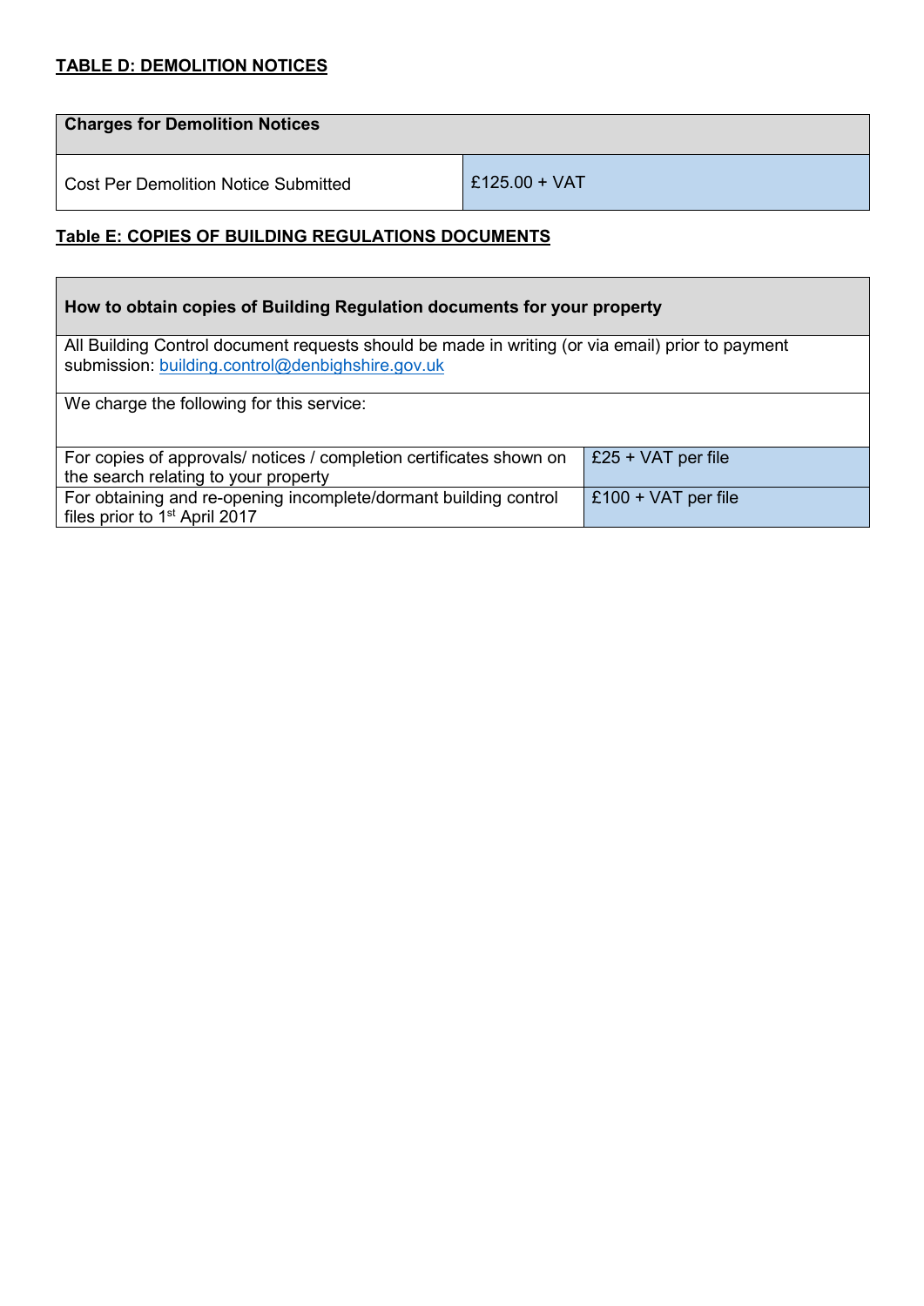## TABLE D: DEMOLITION NOTICES

| Charges for Demolition Notices | |
|---|---|
| Cost Per Demolition Notice Submitted | £125.00 + VAT |

## Table E: COPIES OF BUILDING REGULATIONS DOCUMENTS

| How to obtain copies of Building Regulation documents for your property | |
|---|---|
| All Building Control document requests should be made in writing (or via email) prior to payment submission: building.control@denbighshire.gov.uk | |
| We charge the following for this service: | |
| For copies of approvals/ notices / completion certificates shown on the search relating to your property | £25 + VAT per file |
| For obtaining and re-opening incomplete/dormant building control files prior to 1st April 2017 | £100 + VAT per file |